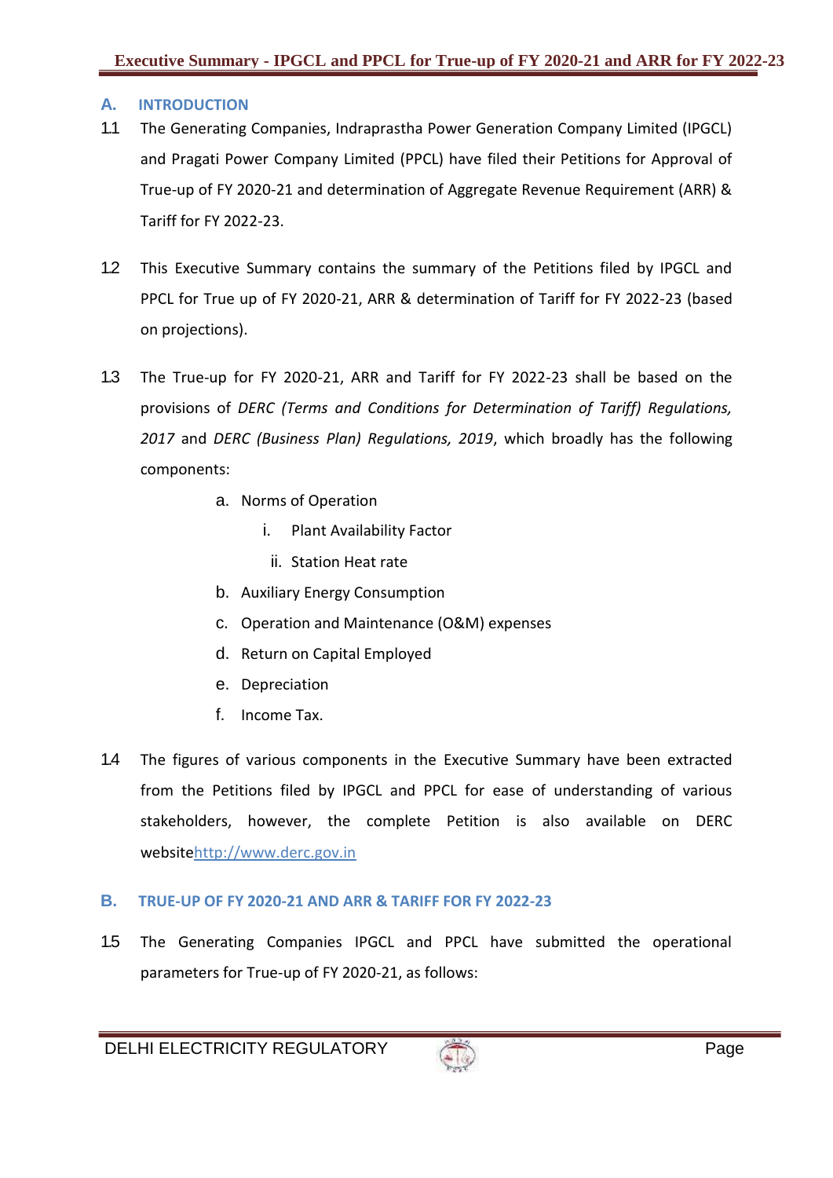## A. INTRODUCTION

1.1 The Generating Companies, Indraprastha Power Generation Company Limited (IPGCL) and Pragati Power Company Limited (PPCL) have filed their Petitions for Approval of True-up of FY 2020-21 and determination of Aggregate Revenue Requirement (ARR) & Tariff for FY 2022-23.

1.2 This Executive Summary contains the summary of the Petitions filed by IPGCL and PPCL for True up of FY 2020-21, ARR & determination of Tariff for FY 2022-23 (based on projections).

1.3 The True-up for FY 2020-21, ARR and Tariff for FY 2022-23 shall be based on the provisions of *DERC (Terms and Conditions for Determination of Tariff) Regulations, 2017* and *DERC (Business Plan) Regulations, 2019*, which broadly has the following components:

   a. Norms of Operation
      i. Plant Availability Factor
      ii. Station Heat rate
   b. Auxiliary Energy Consumption
   c. Operation and Maintenance (O&M) expenses
   d. Return on Capital Employed
   e. Depreciation
   f. Income Tax.

1.4 The figures of various components in the Executive Summary have been extracted from the Petitions filed by IPGCL and PPCL for ease of understanding of various stakeholders, however, the complete Petition is also available on DERC websitehttp://www.derc.gov.in

## B. TRUE-UP OF FY 2020-21 AND ARR & TARIFF FOR FY 2022-23

1.5 The Generating Companies IPGCL and PPCL have submitted the operational parameters for True-up of FY 2020-21, as follows: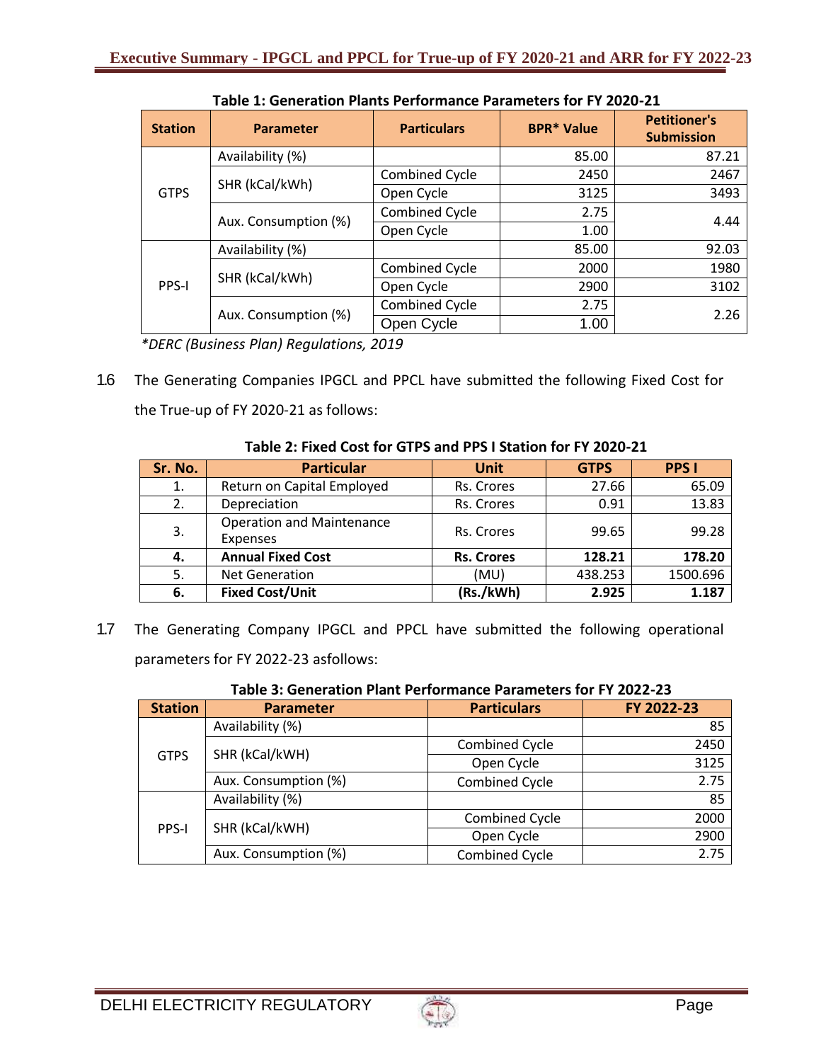**Table 1: Generation Plants Performance Parameters for FY 2020-21**

| Station | Parameter | Particulars | BPR* Value | Petitioner's Submission |
|---|---|---|---|---|
| GTPS | Availability (%) | | 85.00 | 87.21 |
| | SHR (kCal/kWh) | Combined Cycle | 2450 | 2467 |
| | | Open Cycle | 3125 | 3493 |
| | Aux. Consumption (%) | Combined Cycle | 2.75 | 4.44 |
| | | Open Cycle | 1.00 | |
| PPS-I | Availability (%) | | 85.00 | 92.03 |
| | SHR (kCal/kWh) | Combined Cycle | 2000 | 1980 |
| | | Open Cycle | 2900 | 3102 |
| | Aux. Consumption (%) | Combined Cycle | 2.75 | 2.26 |
| | | Open Cycle | 1.00 | |

*\*DERC (Business Plan) Regulations, 2019*

1.6 The Generating Companies IPGCL and PPCL have submitted the following Fixed Cost for the True-up of FY 2020-21 as follows:

**Table 2: Fixed Cost for GTPS and PPS I Station for FY 2020-21**

| Sr. No. | Particular | Unit | GTPS | PPS I |
|---|---|---|---|---|
| 1. | Return on Capital Employed | Rs. Crores | 27.66 | 65.09 |
| 2. | Depreciation | Rs. Crores | 0.91 | 13.83 |
| 3. | Operation and Maintenance Expenses | Rs. Crores | 99.65 | 99.28 |
| **4.** | **Annual Fixed Cost** | **Rs. Crores** | **128.21** | **178.20** |
| 5. | Net Generation | (MU) | 438.253 | 1500.696 |
| **6.** | **Fixed Cost/Unit** | **(Rs./kWh)** | **2.925** | **1.187** |

1.7 The Generating Company IPGCL and PPCL have submitted the following operational parameters for FY 2022-23 asfollows:

**Table 3: Generation Plant Performance Parameters for FY 2022-23**

| Station | Parameter | Particulars | FY 2022-23 |
|---|---|---|---|
| GTPS | Availability (%) | | 85 |
| | SHR (kCal/kWH) | Combined Cycle | 2450 |
| | | Open Cycle | 3125 |
| | Aux. Consumption (%) | Combined Cycle | 2.75 |
| PPS-I | Availability (%) | | 85 |
| | SHR (kCal/kWH) | Combined Cycle | 2000 |
| | | Open Cycle | 2900 |
| | Aux. Consumption (%) | Combined Cycle | 2.75 |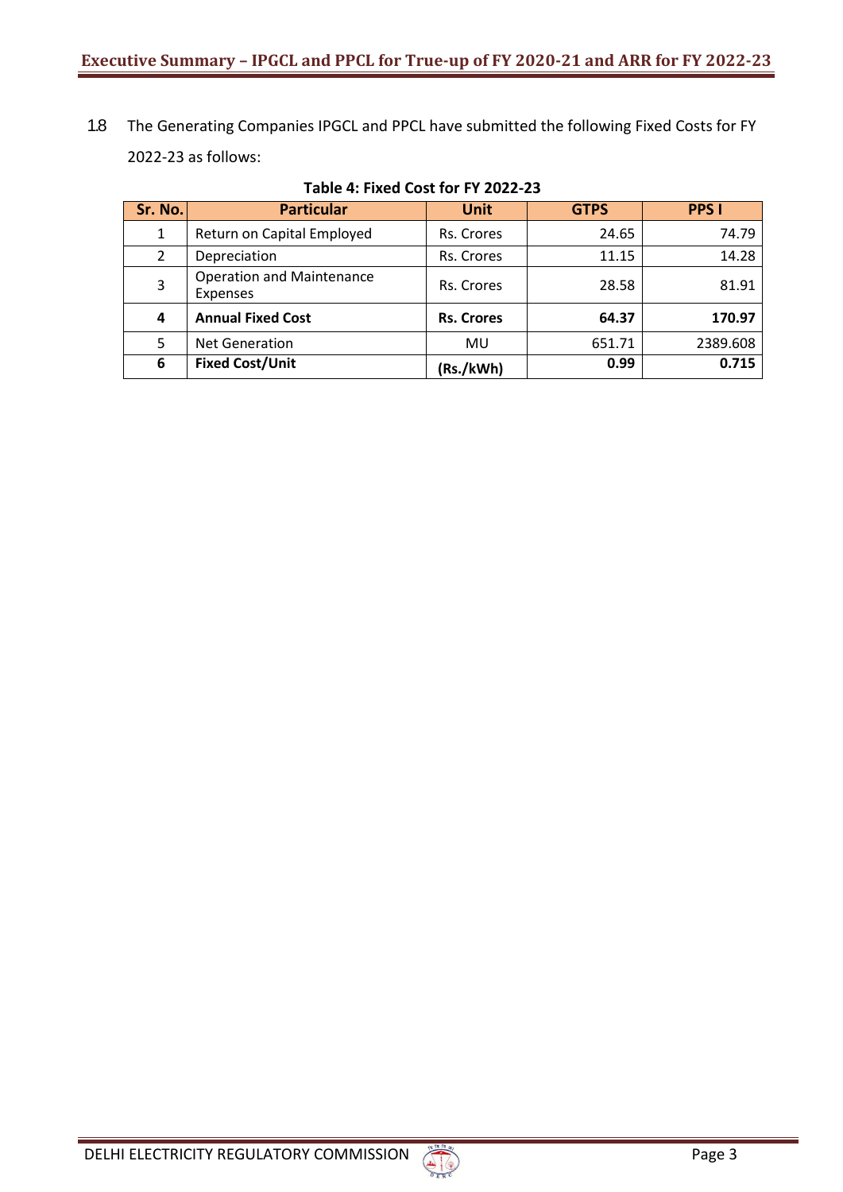1.8 The Generating Companies IPGCL and PPCL have submitted the following Fixed Costs for FY 2022-23 as follows:

**Table 4: Fixed Cost for FY 2022-23**

| Sr. No. | Particular | Unit | GTPS | PPS I |
|---|---|---|---|---|
| 1 | Return on Capital Employed | Rs. Crores | 24.65 | 74.79 |
| 2 | Depreciation | Rs. Crores | 11.15 | 14.28 |
| 3 | Operation and Maintenance Expenses | Rs. Crores | 28.58 | 81.91 |
| **4** | **Annual Fixed Cost** | **Rs. Crores** | **64.37** | **170.97** |
| 5 | Net Generation | MU | 651.71 | 2389.608 |
| **6** | **Fixed Cost/Unit** | **(Rs./kWh)** | **0.99** | **0.715** |